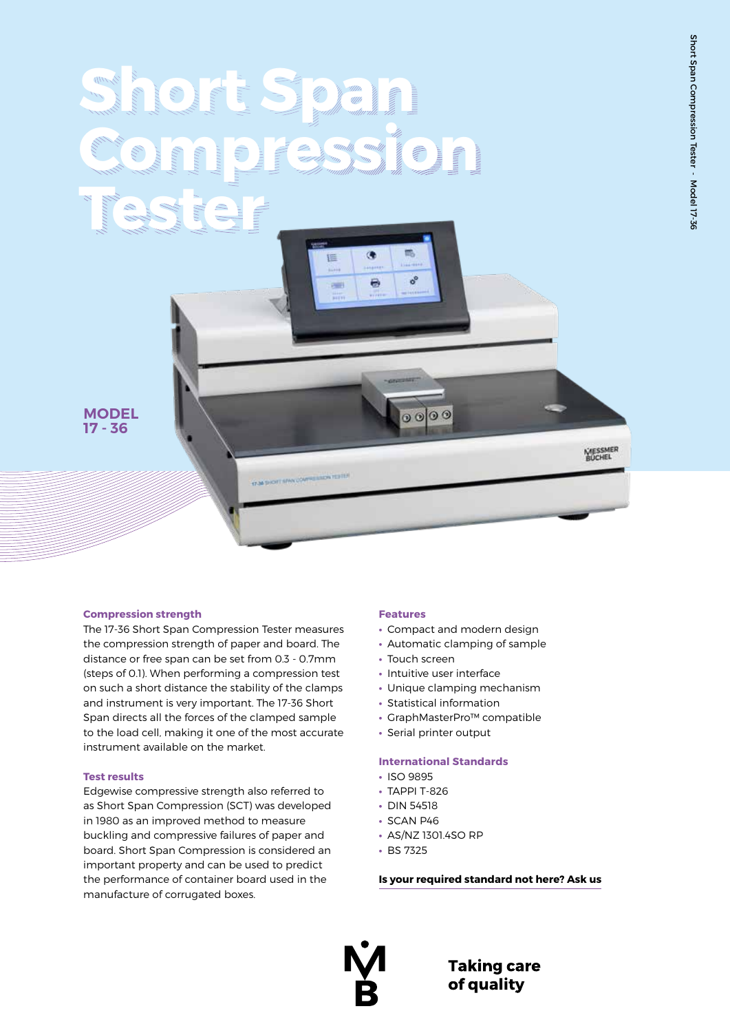# Short Span Compression Tester

**MODEL 17 - 36**

### Compression strength

The 17-36 Short Span Compression Tester measures the compression strength of paper and board. The distance or free span can be set from 0.3 - 0.7mm (steps of 0.1). When performing a compression test on such a short distance the stability of the clamps and instrument is very important. The 17-36 Short Span directs all the forces of the clamped sample to the load cell, making it one of the most accurate instrument available on the market.

### Test results

Edgewise compressive strength also referred to as Short Span Compression (SCT) was developed in 1980 as an improved method to measure buckling and compressive failures of paper and board. Short Span Compression is considered an important property and can be used to predict the performance of container board used in the manufacture of corrugated boxes.

### Features

- Compact and modern design
- Automatic clamping of sample
- Touch screen
- Intuitive user interface
- Unique clamping mechanism
- Statistical information
- GraphMasterPro™ compatible
- Serial printer output

### International Standards

- ISO 9895
- TAPPI T-826
- DIN 54518
- SCAN P46
- AS/NZ 1301.4SO RP
- BS 7325

**Is your required standard not here? Ask us**

**Taking care of quality**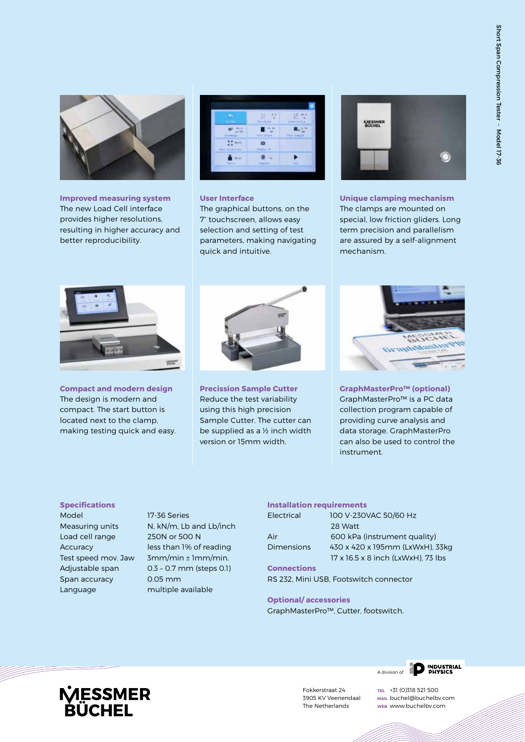### Improved measuring system

The new Load Cell interface provides higher resolutions, resulting in higher accuracy and better reproducibility.

### User Interface

The graphical buttons, on the 7" touchscreen, allows easy selection and setting of test parameters, making navigating quick and intuitive.

### Unique clamping mechanism

The clamps are mounted on special, low friction gliders. Long term precision and parallelism are assured by a self-alignment mechanism.

### Compact and modern design

The design is modern and compact. The start button is located next to the clamp, making testing quick and easy.

### Precission Sample Cutter

Reduce the test variability using this high precision Sample Cutter. The cutter can be supplied as a ½ inch width version or 15mm width.

### GraphMasterPro™ (optional)

GraphMasterPro™ is a PC data collection program capable of providing curve analysis and data storage. GraphMasterPro can also be used to control the instrument.

### Specifications

| | |
|---|---|
| Model | 17-36 Series |
| Measuring units | N, kN/m, Lb and Lb/inch |
| Load cell range | 250N or 500 N |
| Accuracy | less than 1% of reading |
| Test speed mov. Jaw | 3mm/min ± 1mm/min. |
| Adjustable span | 0.3 – 0.7 mm (steps 0.1) |
| Span accuracy | 0.05 mm |
| Language | multiple available |

### Installation requirements

| | |
|---|---|
| Electrical | 100 V-230VAC 50/60 Hz |
| | 28 Watt |
| Air | 600 kPa (instrument quality) |
| Dimensions | 430 x 420 x 195mm (LxWxH), 33kg |
| | 17 x 16.5 x 8 inch (LxWxH), 73 lbs |

### Connections

RS 232, Mini USB, Footswitch connector

### Optional/ accessories

GraphMasterPro™, Cutter, footswitch,

A division of INDUSTRIAL PHYSICS

MESSMER BÜCHEL

Fokkerstraat 24
3905 KV Veenendaal
The Netherlands

TEL +31 (0)318 521 500
MAIL buchel@buchelbv.com
WEB www.buchelbv.com